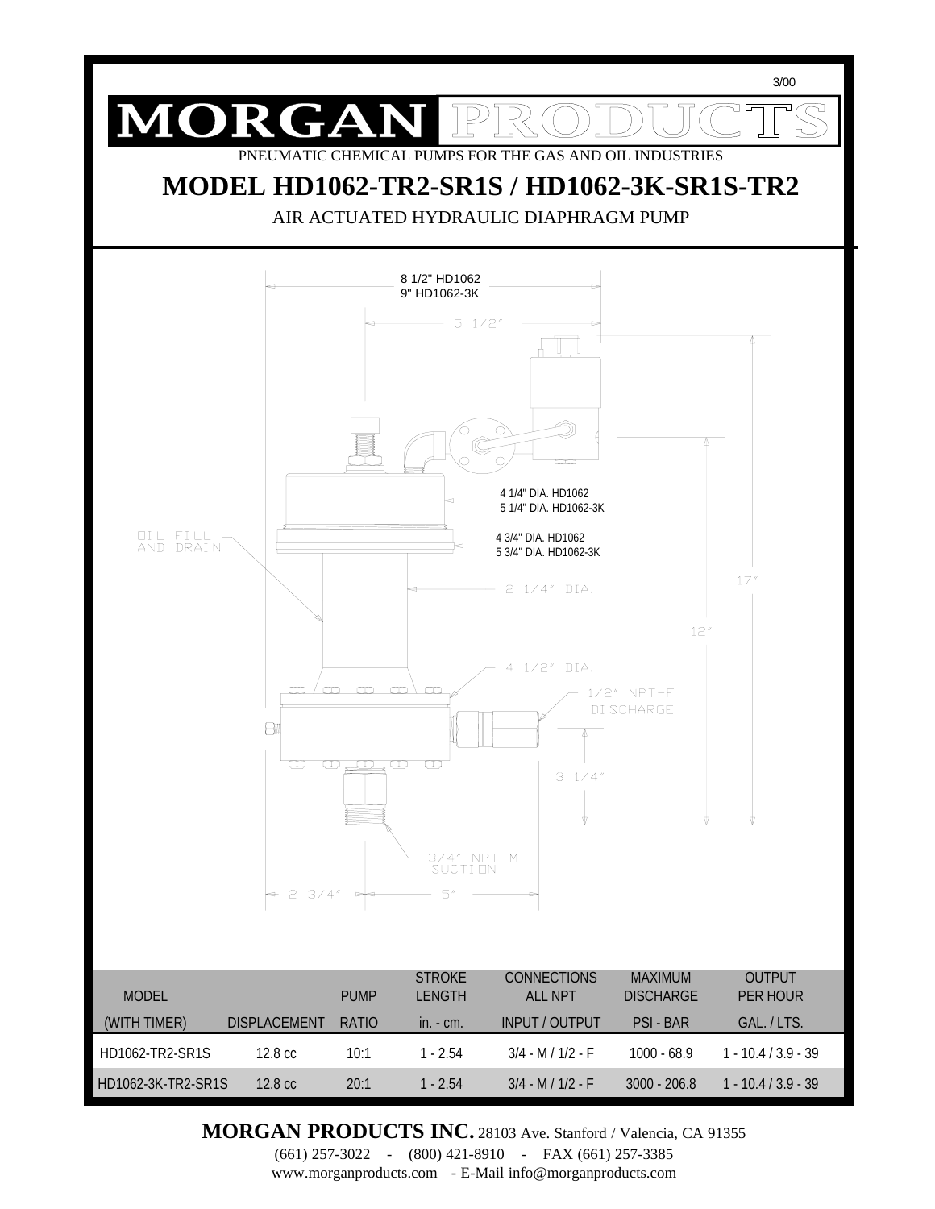3/00

# MORGAN PRODUCTS

PNEUMATIC CHEMICAL PUMPS FOR THE GAS AND OIL INDUSTRIES

## MODEL HD1062-TR2-SR1S / HD1062-3K-SR1S-TR2

AIR ACTUATED HYDRAULIC DIAPHRAGM PUMP

8 1/2" HD1062
9" HD1062-3K

5 1/2"

4 1/4" DIA. HD1062
5 1/4" DIA. HD1062-3K

OIL FILL AND DRAIN

4 3/4" DIA. HD1062
5 3/4" DIA. HD1062-3K

2 1/4" DIA.

17"

12"

4 1/2" DIA.

1/2" NPT-F DISCHARGE

3 1/4"

3/4" NPT-M SUCTION

2 3/4"

5"

| MODEL (WITH TIMER) | DISPLACEMENT | PUMP RATIO | STROKE LENGTH in. - cm. | CONNECTIONS ALL NPT INPUT / OUTPUT | MAXIMUM DISCHARGE PSI - BAR | OUTPUT PER HOUR GAL. / LTS. |
|---|---|---|---|---|---|---|
| HD1062-TR2-SR1S | 12.8 cc | 10:1 | 1 - 2.54 | 3/4 - M / 1/2 - F | 1000 - 68.9 | 1 - 10.4 / 3.9 - 39 |
| HD1062-3K-TR2-SR1S | 12.8 cc | 20:1 | 1 - 2.54 | 3/4 - M / 1/2 - F | 3000 - 206.8 | 1 - 10.4 / 3.9 - 39 |

**MORGAN PRODUCTS INC.** 28103 Ave. Stanford / Valencia, CA 91355
(661) 257-3022 - (800) 421-8910 - FAX (661) 257-3385
www.morganproducts.com - E-Mail info@morganproducts.com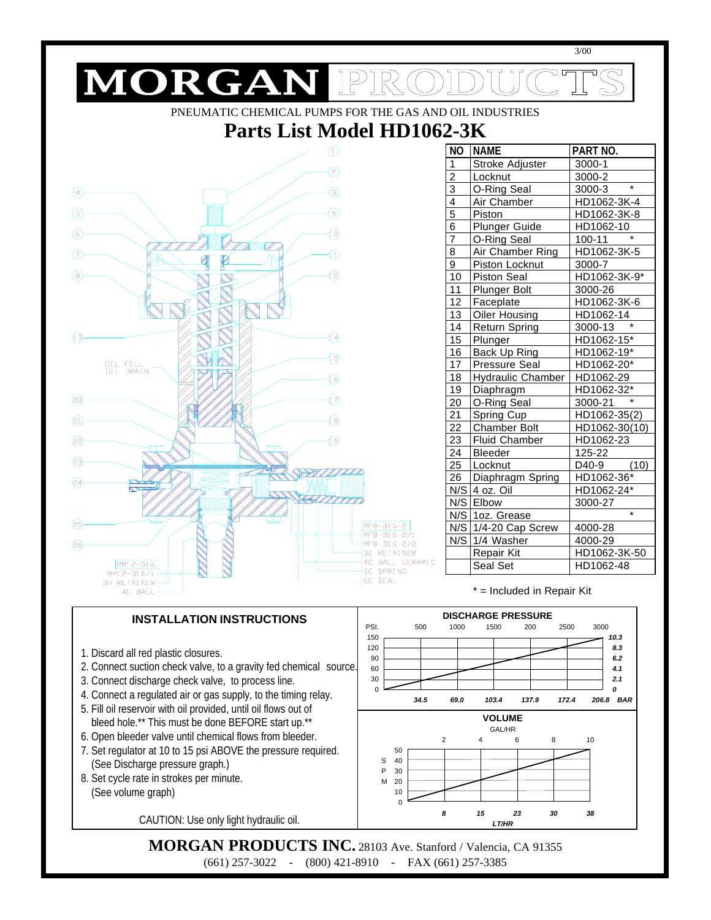3/00

# MORGAN PRODUCTS

PNEUMATIC CHEMICAL PUMPS FOR THE GAS AND OIL INDUSTRIES

## Parts List Model HD1062-3K

OIL FILL
OIL DRAIN

MF8-316-2
MF8-316-2/1
MF8-316-2/2
3C RETAINER
4C BALL CERAMIC
5C SPRING
6C SEAL

MM12-316
MM12-316/1
3H RETAINER
4E BALL

| NO | NAME | PART NO. |
|---|---|---|
| 1 | Stroke Adjuster | 3000-1 |
| 2 | Locknut | 3000-2 |
| 3 | O-Ring Seal | 3000-3 * |
| 4 | Air Chamber | HD1062-3K-4 |
| 5 | Piston | HD1062-3K-8 |
| 6 | Plunger Guide | HD1062-10 |
| 7 | O-Ring Seal | 100-11 * |
| 8 | Air Chamber Ring | HD1062-3K-5 |
| 9 | Piston Locknut | 3000-7 |
| 10 | Piston Seal | HD1062-3K-9* |
| 11 | Plunger Bolt | 3000-26 |
| 12 | Faceplate | HD1062-3K-6 |
| 13 | Oiler Housing | HD1062-14 |
| 14 | Return Spring | 3000-13 * |
| 15 | Plunger | HD1062-15* |
| 16 | Back Up Ring | HD1062-19* |
| 17 | Pressure Seal | HD1062-20* |
| 18 | Hydraulic Chamber | HD1062-29 |
| 19 | Diaphragm | HD1062-32* |
| 20 | O-Ring Seal | 3000-21 * |
| 21 | Spring Cup | HD1062-35(2) |
| 22 | Chamber Bolt | HD1062-30(10) |
| 23 | Fluid Chamber | HD1062-23 |
| 24 | Bleeder | 125-22 |
| 25 | Locknut | D40-9 (10) |
| 26 | Diaphragm Spring | HD1062-36* |
| N/S | 4 oz. Oil | HD1062-24* |
| N/S | Elbow | 3000-27 |
| N/S | 1oz. Grease | * |
| N/S | 1/4-20 Cap Screw | 4000-28 |
| N/S | 1/4 Washer | 4000-29 |
| | Repair Kit | HD1062-3K-50 |
| | Seal Set | HD1062-48 |

\* = Included in Repair Kit

### INSTALLATION INSTRUCTIONS

1. Discard all red plastic closures.
2. Connect suction check valve, to a gravity fed chemical source.
3. Connect discharge check valve, to process line.
4. Connect a regulated air or gas supply, to the timing relay.
5. Fill oil reservoir with oil provided, until oil flows out of bleed hole.** This must be done BEFORE start up.**
6. Open bleeder valve until chemical flows from bleeder.
7. Set regulator at 10 to 15 psi ABOVE the pressure required. (See Discharge pressure graph.)
8. Set cycle rate in strokes per minute. (See volume graph)

CAUTION: Use only light hydraulic oil.

**DISCHARGE PRESSURE**

PSI. 500 1000 1500 200 2500 3000

150 120 90 60 30 0

10.3 8.3 6.2 4.1 2.1 0

34.5 69.0 103.4 137.9 172.4 206.8 BAR

**VOLUME**

GAL/HR

2 4 6 8 10

SPM 50 40 30 20 10 0

8 15 23 30 38

LT/HR

**MORGAN PRODUCTS INC.** 28103 Ave. Stanford / Valencia, CA 91355

(661) 257-3022 - (800) 421-8910 - FAX (661) 257-3385